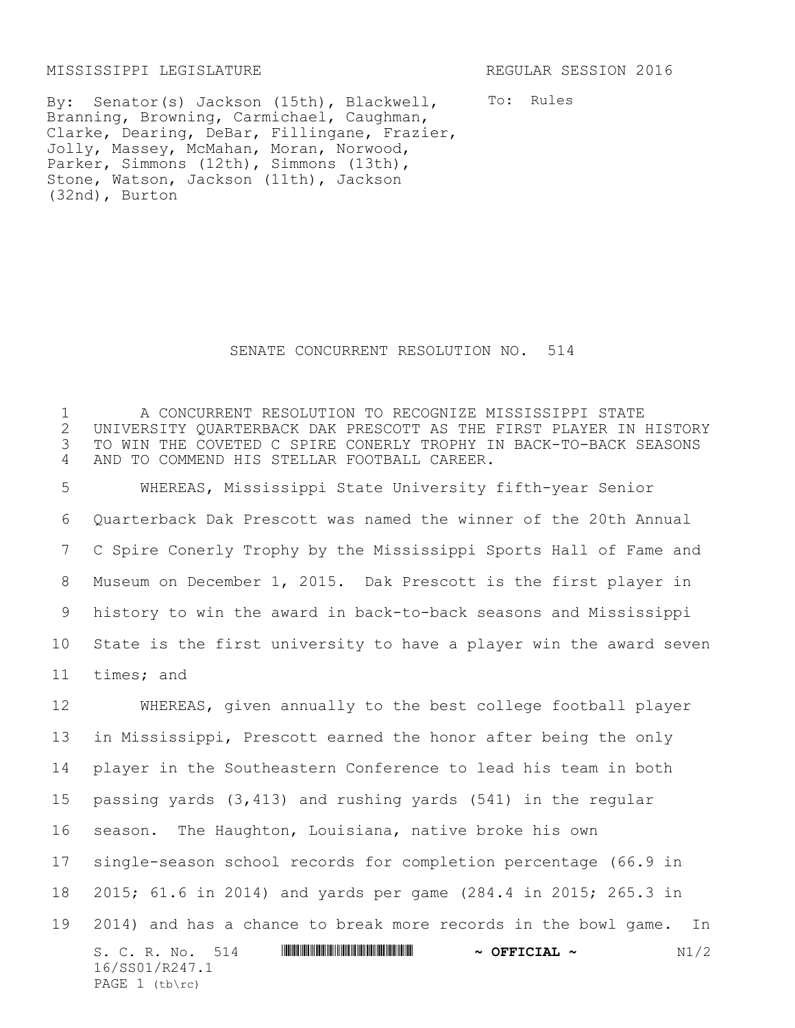MISSISSIPPI LEGISLATURE REGULAR SESSION 2016

By: Senator(s) Jackson (15th), Blackwell, Branning, Browning, Carmichael, Caughman, Clarke, Dearing, DeBar, Fillingane, Frazier, Jolly, Massey, McMahan, Moran, Norwood, Parker, Simmons (12th), Simmons (13th), Stone, Watson, Jackson (11th), Jackson (32nd), Burton

To: Rules

# SENATE CONCURRENT RESOLUTION NO. 514

A CONCURRENT RESOLUTION TO RECOGNIZE MISSISSIPPI STATE UNIVERSITY QUARTERBACK DAK PRESCOTT AS THE FIRST PLAYER IN HISTORY TO WIN THE COVETED C SPIRE CONERLY TROPHY IN BACK-TO-BACK SEASONS AND TO COMMEND HIS STELLAR FOOTBALL CAREER.

WHEREAS, Mississippi State University fifth-year Senior Quarterback Dak Prescott was named the winner of the 20th Annual C Spire Conerly Trophy by the Mississippi Sports Hall of Fame and Museum on December 1, 2015. Dak Prescott is the first player in history to win the award in back-to-back seasons and Mississippi State is the first university to have a player win the award seven times; and

WHEREAS, given annually to the best college football player in Mississippi, Prescott earned the honor after being the only player in the Southeastern Conference to lead his team in both passing yards (3,413) and rushing yards (541) in the regular season. The Haughton, Louisiana, native broke his own single-season school records for completion percentage (66.9 in 2015; 61.6 in 2014) and yards per game (284.4 in 2015; 265.3 in 2014) and has a chance to break more records in the bowl game. In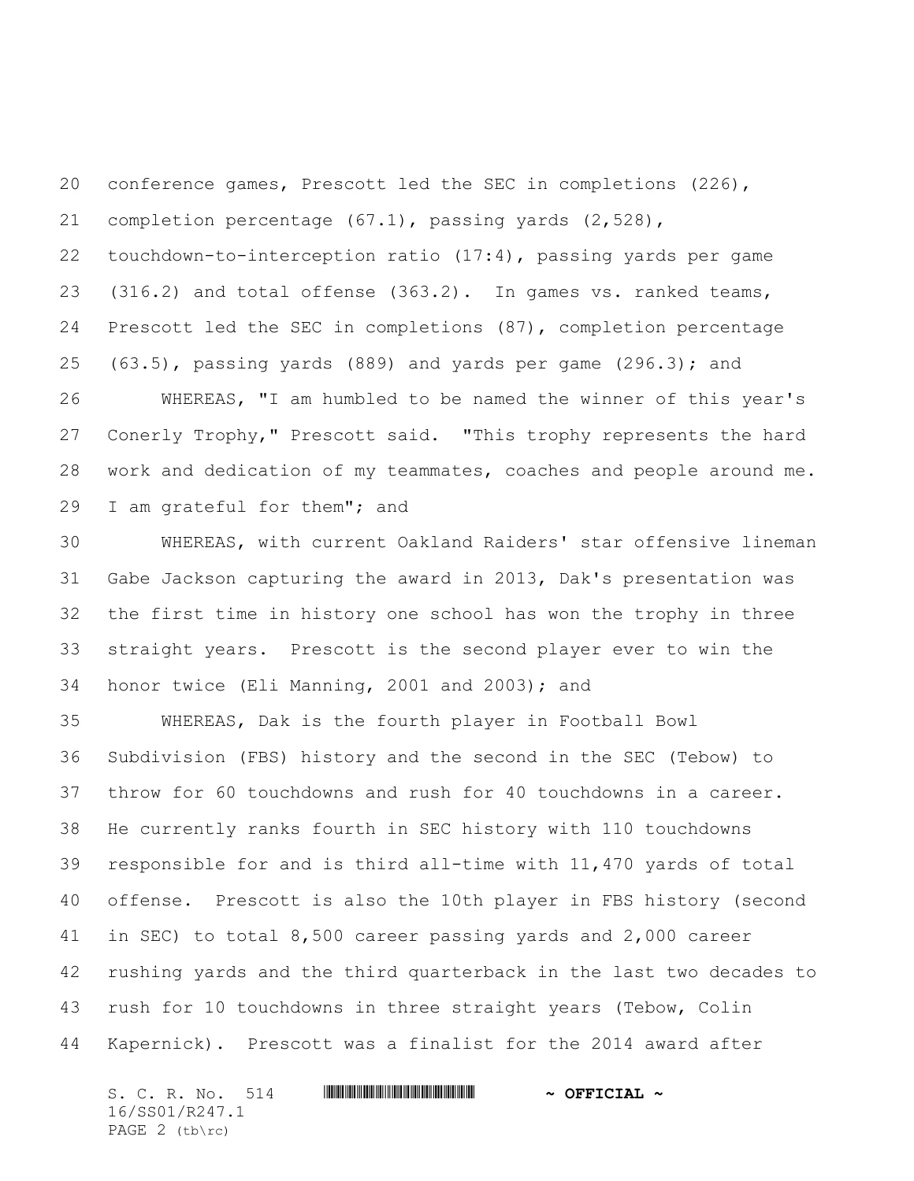conference games, Prescott led the SEC in completions (226), completion percentage (67.1), passing yards (2,528), touchdown-to-interception ratio (17:4), passing yards per game (316.2) and total offense (363.2). In games vs. ranked teams, Prescott led the SEC in completions (87), completion percentage (63.5), passing yards (889) and yards per game (296.3); and

WHEREAS, "I am humbled to be named the winner of this year's Conerly Trophy," Prescott said. "This trophy represents the hard work and dedication of my teammates, coaches and people around me. I am grateful for them"; and

WHEREAS, with current Oakland Raiders' star offensive lineman Gabe Jackson capturing the award in 2013, Dak's presentation was the first time in history one school has won the trophy in three straight years. Prescott is the second player ever to win the honor twice (Eli Manning, 2001 and 2003); and

WHEREAS, Dak is the fourth player in Football Bowl Subdivision (FBS) history and the second in the SEC (Tebow) to throw for 60 touchdowns and rush for 40 touchdowns in a career. He currently ranks fourth in SEC history with 110 touchdowns responsible for and is third all-time with 11,470 yards of total offense. Prescott is also the 10th player in FBS history (second in SEC) to total 8,500 career passing yards and 2,000 career rushing yards and the third quarterback in the last two decades to rush for 10 touchdowns in three straight years (Tebow, Colin Kapernick). Prescott was a finalist for the 2014 award after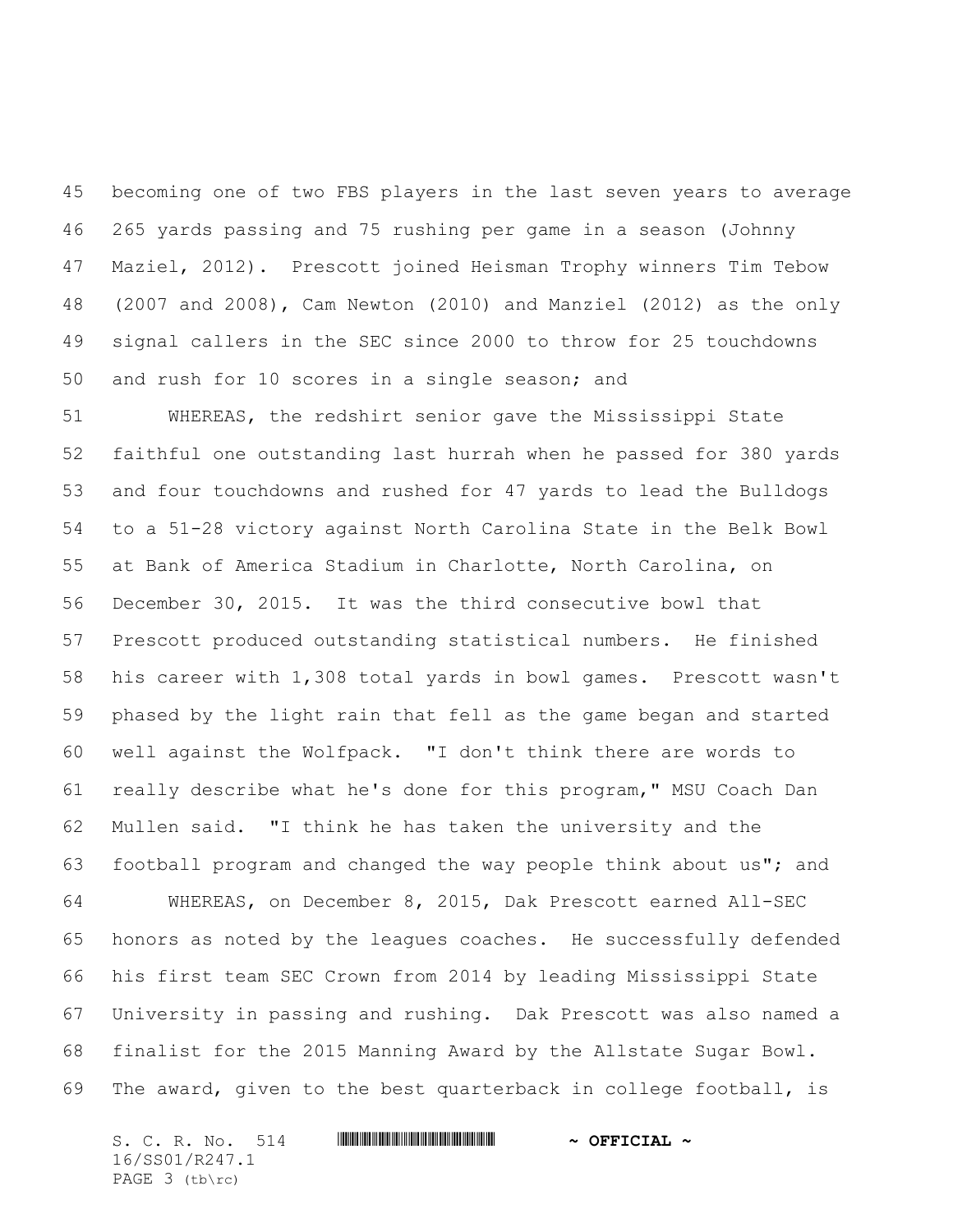becoming one of two FBS players in the last seven years to average 265 yards passing and 75 rushing per game in a season (Johnny Maziel, 2012). Prescott joined Heisman Trophy winners Tim Tebow (2007 and 2008), Cam Newton (2010) and Manziel (2012) as the only signal callers in the SEC since 2000 to throw for 25 touchdowns and rush for 10 scores in a single season; and

WHEREAS, the redshirt senior gave the Mississippi State faithful one outstanding last hurrah when he passed for 380 yards and four touchdowns and rushed for 47 yards to lead the Bulldogs to a 51-28 victory against North Carolina State in the Belk Bowl at Bank of America Stadium in Charlotte, North Carolina, on December 30, 2015. It was the third consecutive bowl that Prescott produced outstanding statistical numbers. He finished his career with 1,308 total yards in bowl games. Prescott wasn't phased by the light rain that fell as the game began and started well against the Wolfpack. "I don't think there are words to really describe what he's done for this program," MSU Coach Dan Mullen said. "I think he has taken the university and the football program and changed the way people think about us"; and

WHEREAS, on December 8, 2015, Dak Prescott earned All-SEC honors as noted by the leagues coaches. He successfully defended his first team SEC Crown from 2014 by leading Mississippi State University in passing and rushing. Dak Prescott was also named a finalist for the 2015 Manning Award by the Allstate Sugar Bowl. The award, given to the best quarterback in college football, is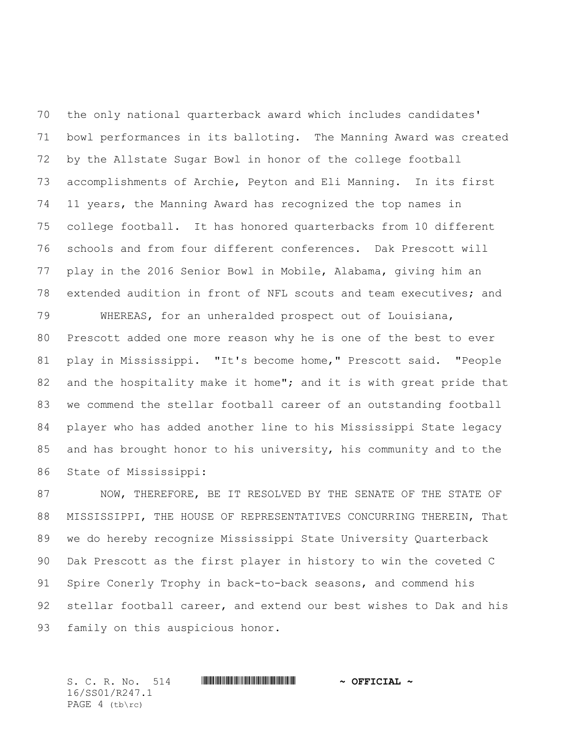the only national quarterback award which includes candidates' bowl performances in its balloting. The Manning Award was created by the Allstate Sugar Bowl in honor of the college football accomplishments of Archie, Peyton and Eli Manning. In its first 11 years, the Manning Award has recognized the top names in college football. It has honored quarterbacks from 10 different schools and from four different conferences. Dak Prescott will play in the 2016 Senior Bowl in Mobile, Alabama, giving him an extended audition in front of NFL scouts and team executives; and

WHEREAS, for an unheralded prospect out of Louisiana, Prescott added one more reason why he is one of the best to ever play in Mississippi. "It's become home," Prescott said. "People and the hospitality make it home"; and it is with great pride that we commend the stellar football career of an outstanding football player who has added another line to his Mississippi State legacy and has brought honor to his university, his community and to the State of Mississippi:

NOW, THEREFORE, BE IT RESOLVED BY THE SENATE OF THE STATE OF MISSISSIPPI, THE HOUSE OF REPRESENTATIVES CONCURRING THEREIN, That we do hereby recognize Mississippi State University Quarterback Dak Prescott as the first player in history to win the coveted C Spire Conerly Trophy in back-to-back seasons, and commend his stellar football career, and extend our best wishes to Dak and his family on this auspicious honor.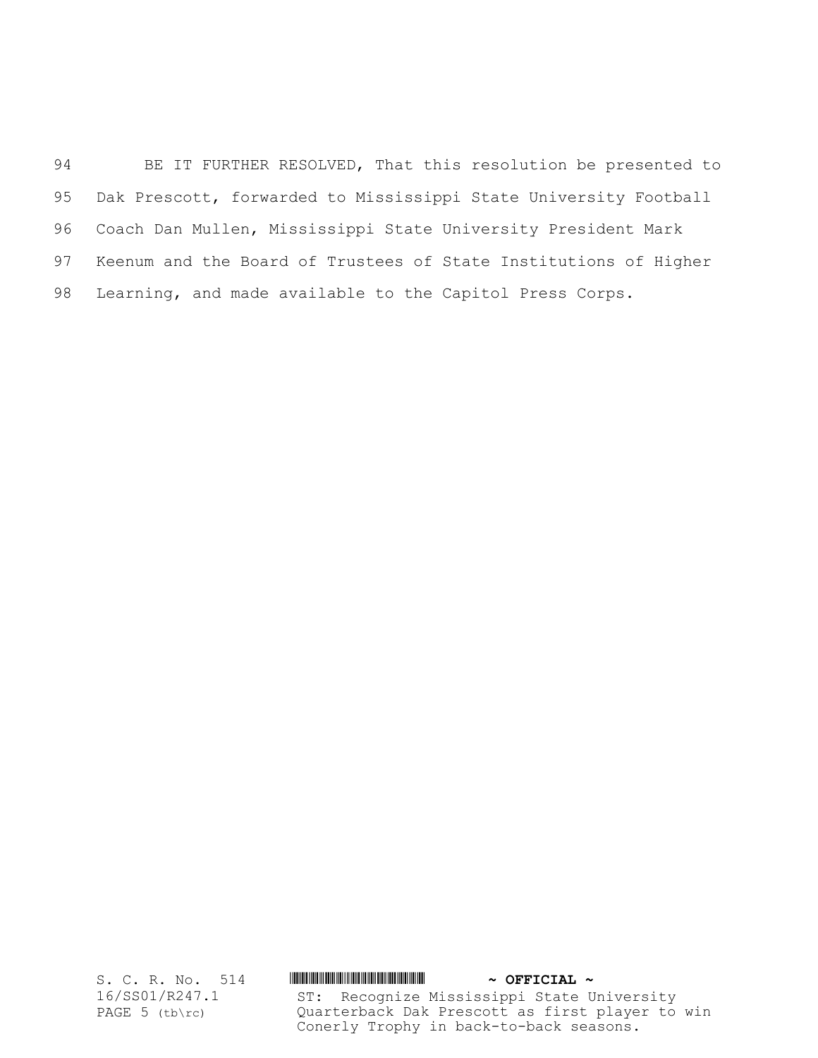BE IT FURTHER RESOLVED, That this resolution be presented to Dak Prescott, forwarded to Mississippi State University Football Coach Dan Mullen, Mississippi State University President Mark Keenum and the Board of Trustees of State Institutions of Higher Learning, and made available to the Capitol Press Corps.